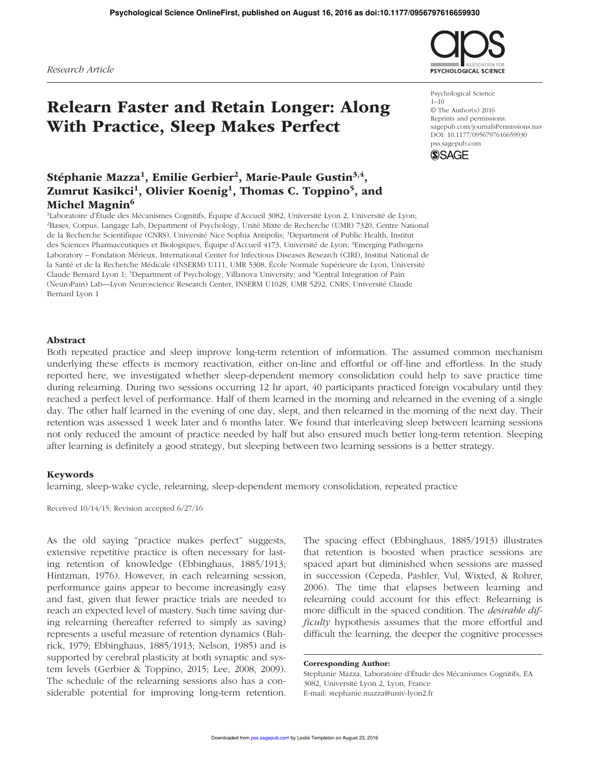Research Article

# Relearn Faster and Retain Longer: Along With Practice, Sleep Makes Perfect

Stéphanie Mazza[1], Emilie Gerbier[2], Marie-Paule Gustin[3,4], Zumrut Kasikci[1], Olivier Koenig[1], Thomas C. Toppino[5], and Michel Magnin[6]

[1]Laboratoire d'Étude des Mécanismes Cognitifs, Équipe d'Accueil 3082, Université Lyon 2, Université de Lyon; [2]Bases, Corpus, Langage Lab, Department of Psychology, Unité Mixte de Recherche (UMR) 7320, Centre National de la Recherche Scientifique (CNRS), Université Nice Sophia Antipolis; [3]Department of Public Health, Institut des Sciences Pharmaceutiques et Biologiques, Équipe d'Accueil 4173, Université de Lyon; [4]Emerging Pathogens Laboratory – Fondation Mérieux, International Center for Infectious Diseases Research (CIRI), Institut National de la Santé et de la Recherche Médicale (INSERM) U111, UMR 5308, École Normale Supérieure de Lyon, Université Claude Bernard Lyon 1; [5]Department of Psychology, Villanova University; and [6]Central Integration of Pain (NeuroPain) Lab—Lyon Neuroscience Research Center, INSERM U1028, UMR 5292, CNRS, Université Claude Bernard Lyon 1

Psychological Science
© The Author(s) 2016
Reprints and permissions: sagepub.com/journalsPermissions.nav
DOI: 10.1177/0956797616659930
pss.sagepub.com

## Abstract

Both repeated practice and sleep improve long-term retention of information. The assumed common mechanism underlying these effects is memory reactivation, either on-line and effortful or off-line and effortless. In the study reported here, we investigated whether sleep-dependent memory consolidation could help to save practice time during relearning. During two sessions occurring 12 hr apart, 40 participants practiced foreign vocabulary until they reached a perfect level of performance. Half of them learned in the morning and relearned in the evening of a single day. The other half learned in the evening of one day, slept, and then relearned in the morning of the next day. Their retention was assessed 1 week later and 6 months later. We found that interleaving sleep between learning sessions not only reduced the amount of practice needed by half but also ensured much better long-term retention. Sleeping after learning is definitely a good strategy, but sleeping between two learning sessions is a better strategy.

## Keywords

learning, sleep-wake cycle, relearning, sleep-dependent memory consolidation, repeated practice

Received 10/14/15; Revision accepted 6/27/16

As the old saying "practice makes perfect" suggests, extensive repetitive practice is often necessary for lasting retention of knowledge (Ebbinghaus, 1885/1913; Hintzman, 1976). However, in each relearning session, performance gains appear to become increasingly easy and fast, given that fewer practice trials are needed to reach an expected level of mastery. Such time saving during relearning (hereafter referred to simply as saving) represents a useful measure of retention dynamics (Bahrick, 1979; Ebbinghaus, 1885/1913; Nelson, 1985) and is supported by cerebral plasticity at both synaptic and system levels (Gerbier & Toppino, 2015; Lee, 2008, 2009). The schedule of the relearning sessions also has a considerable potential for improving long-term retention. The spacing effect (Ebbinghaus, 1885/1913) illustrates that retention is boosted when practice sessions are spaced apart but diminished when sessions are massed in succession (Cepeda, Pashler, Vul, Wixted, & Rohrer, 2006). The time that elapses between learning and relearning could account for this effect: Relearning is more difficult in the spaced condition. The *desirable difficulty* hypothesis assumes that the more effortful and difficult the learning, the deeper the cognitive processes

**Corresponding Author:**
Stephanie Mazza, Laboratoire d'Étude des Mécanismes Cognitifs, EA 3082, Université Lyon 2, Lyon, France
E-mail: stephanie.mazza@univ-lyon2.fr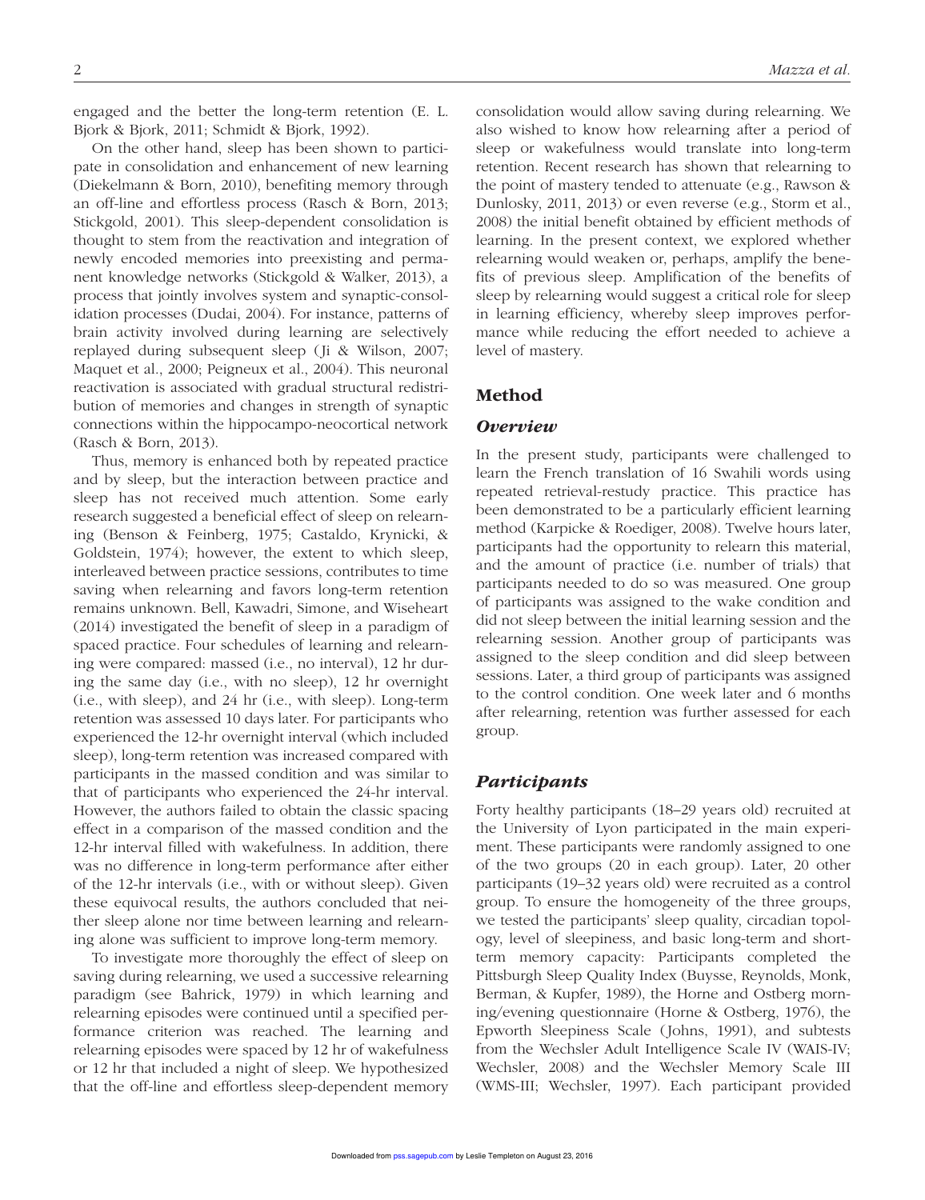engaged and the better the long-term retention (E. L. Bjork & Bjork, 2011; Schmidt & Bjork, 1992).

On the other hand, sleep has been shown to participate in consolidation and enhancement of new learning (Diekelmann & Born, 2010), benefiting memory through an off-line and effortless process (Rasch & Born, 2013; Stickgold, 2001). This sleep-dependent consolidation is thought to stem from the reactivation and integration of newly encoded memories into preexisting and permanent knowledge networks (Stickgold & Walker, 2013), a process that jointly involves system and synaptic-consolidation processes (Dudai, 2004). For instance, patterns of brain activity involved during learning are selectively replayed during subsequent sleep (Ji & Wilson, 2007; Maquet et al., 2000; Peigneux et al., 2004). This neuronal reactivation is associated with gradual structural redistribution of memories and changes in strength of synaptic connections within the hippocampo-neocortical network (Rasch & Born, 2013).

Thus, memory is enhanced both by repeated practice and by sleep, but the interaction between practice and sleep has not received much attention. Some early research suggested a beneficial effect of sleep on relearning (Benson & Feinberg, 1975; Castaldo, Krynicki, & Goldstein, 1974); however, the extent to which sleep, interleaved between practice sessions, contributes to time saving when relearning and favors long-term retention remains unknown. Bell, Kawadri, Simone, and Wiseheart (2014) investigated the benefit of sleep in a paradigm of spaced practice. Four schedules of learning and relearning were compared: massed (i.e., no interval), 12 hr during the same day (i.e., with no sleep), 12 hr overnight (i.e., with sleep), and 24 hr (i.e., with sleep). Long-term retention was assessed 10 days later. For participants who experienced the 12-hr overnight interval (which included sleep), long-term retention was increased compared with participants in the massed condition and was similar to that of participants who experienced the 24-hr interval. However, the authors failed to obtain the classic spacing effect in a comparison of the massed condition and the 12-hr interval filled with wakefulness. In addition, there was no difference in long-term performance after either of the 12-hr intervals (i.e., with or without sleep). Given these equivocal results, the authors concluded that neither sleep alone nor time between learning and relearning alone was sufficient to improve long-term memory.

To investigate more thoroughly the effect of sleep on saving during relearning, we used a successive relearning paradigm (see Bahrick, 1979) in which learning and relearning episodes were continued until a specified performance criterion was reached. The learning and relearning episodes were spaced by 12 hr of wakefulness or 12 hr that included a night of sleep. We hypothesized that the off-line and effortless sleep-dependent memory consolidation would allow saving during relearning. We also wished to know how relearning after a period of sleep or wakefulness would translate into long-term retention. Recent research has shown that relearning to the point of mastery tended to attenuate (e.g., Rawson & Dunlosky, 2011, 2013) or even reverse (e.g., Storm et al., 2008) the initial benefit obtained by efficient methods of learning. In the present context, we explored whether relearning would weaken or, perhaps, amplify the benefits of previous sleep. Amplification of the benefits of sleep by relearning would suggest a critical role for sleep in learning efficiency, whereby sleep improves performance while reducing the effort needed to achieve a level of mastery.

## Method

### *Overview*

In the present study, participants were challenged to learn the French translation of 16 Swahili words using repeated retrieval-restudy practice. This practice has been demonstrated to be a particularly efficient learning method (Karpicke & Roediger, 2008). Twelve hours later, participants had the opportunity to relearn this material, and the amount of practice (i.e. number of trials) that participants needed to do so was measured. One group of participants was assigned to the wake condition and did not sleep between the initial learning session and the relearning session. Another group of participants was assigned to the sleep condition and did sleep between sessions. Later, a third group of participants was assigned to the control condition. One week later and 6 months after relearning, retention was further assessed for each group.

### *Participants*

Forty healthy participants (18–29 years old) recruited at the University of Lyon participated in the main experiment. These participants were randomly assigned to one of the two groups (20 in each group). Later, 20 other participants (19–32 years old) were recruited as a control group. To ensure the homogeneity of the three groups, we tested the participants' sleep quality, circadian topology, level of sleepiness, and basic long-term and short-term memory capacity: Participants completed the Pittsburgh Sleep Quality Index (Buysse, Reynolds, Monk, Berman, & Kupfer, 1989), the Horne and Ostberg morning/evening questionnaire (Horne & Ostberg, 1976), the Epworth Sleepiness Scale (Johns, 1991), and subtests from the Wechsler Adult Intelligence Scale IV (WAIS-IV; Wechsler, 2008) and the Wechsler Memory Scale III (WMS-III; Wechsler, 1997). Each participant provided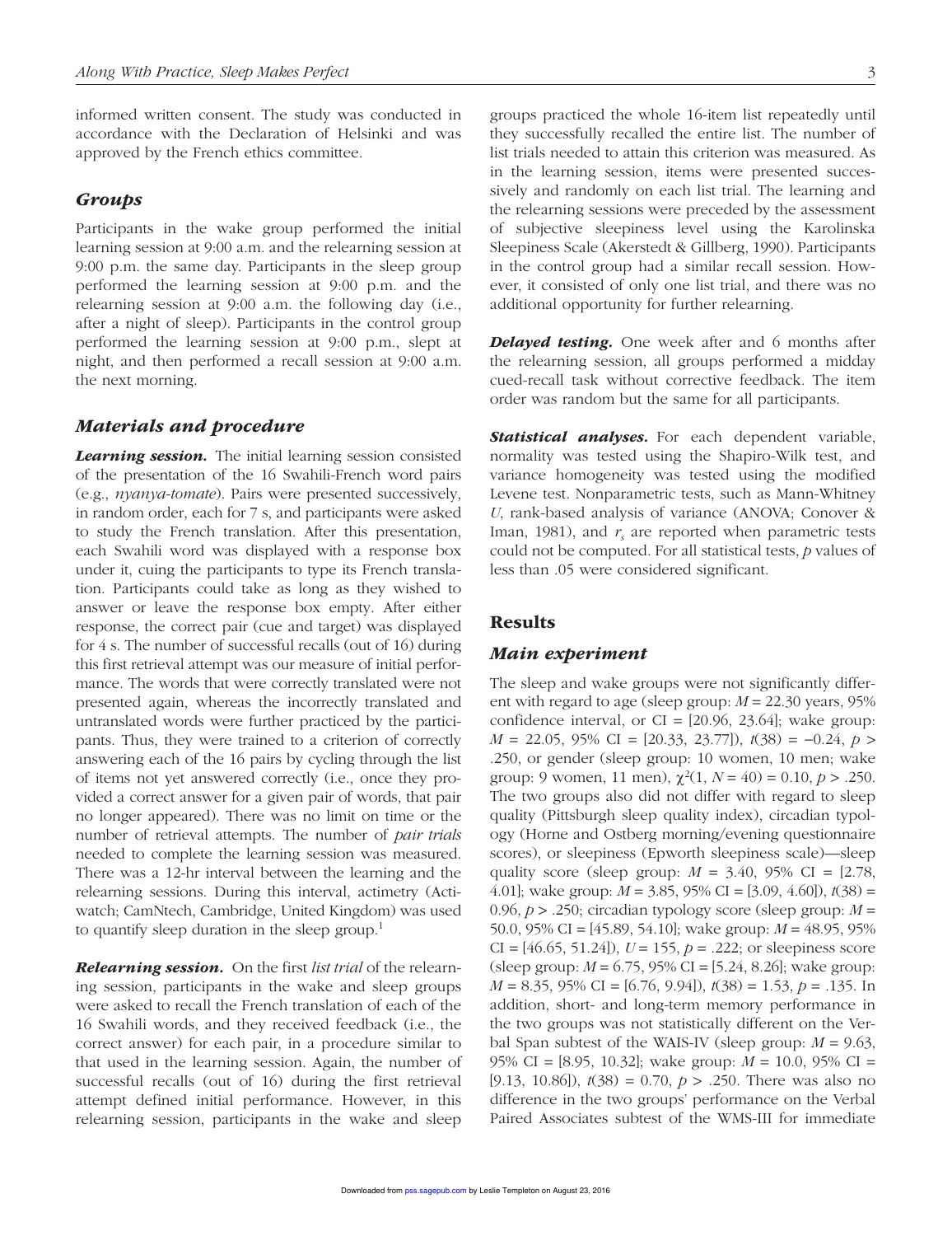informed written consent. The study was conducted in accordance with the Declaration of Helsinki and was approved by the French ethics committee.

## Groups

Participants in the wake group performed the initial learning session at 9:00 a.m. and the relearning session at 9:00 p.m. the same day. Participants in the sleep group performed the learning session at 9:00 p.m. and the relearning session at 9:00 a.m. the following day (i.e., after a night of sleep). Participants in the control group performed the learning session at 9:00 p.m., slept at night, and then performed a recall session at 9:00 a.m. the next morning.

## Materials and procedure

***Learning session.*** The initial learning session consisted of the presentation of the 16 Swahili-French word pairs (e.g., *nyanya-tomate*). Pairs were presented successively, in random order, each for 7 s, and participants were asked to study the French translation. After this presentation, each Swahili word was displayed with a response box under it, cuing the participants to type its French translation. Participants could take as long as they wished to answer or leave the response box empty. After either response, the correct pair (cue and target) was displayed for 4 s. The number of successful recalls (out of 16) during this first retrieval attempt was our measure of initial performance. The words that were correctly translated were not presented again, whereas the incorrectly translated and untranslated words were further practiced by the participants. Thus, they were trained to a criterion of correctly answering each of the 16 pairs by cycling through the list of items not yet answered correctly (i.e., once they provided a correct answer for a given pair of words, that pair no longer appeared). There was no limit on time or the number of retrieval attempts. The number of *pair trials* needed to complete the learning session was measured. There was a 12-hr interval between the learning and the relearning sessions. During this interval, actimetry (Actiwatch; CamNtech, Cambridge, United Kingdom) was used to quantify sleep duration in the sleep group.[1]

***Relearning session.*** On the first *list trial* of the relearning session, participants in the wake and sleep groups were asked to recall the French translation of each of the 16 Swahili words, and they received feedback (i.e., the correct answer) for each pair, in a procedure similar to that used in the learning session. Again, the number of successful recalls (out of 16) during the first retrieval attempt defined initial performance. However, in this relearning session, participants in the wake and sleep groups practiced the whole 16-item list repeatedly until they successfully recalled the entire list. The number of list trials needed to attain this criterion was measured. As in the learning session, items were presented successively and randomly on each list trial. The learning and the relearning sessions were preceded by the assessment of subjective sleepiness level using the Karolinska Sleepiness Scale (Akerstedt & Gillberg, 1990). Participants in the control group had a similar recall session. However, it consisted of only one list trial, and there was no additional opportunity for further relearning.

***Delayed testing.*** One week after and 6 months after the relearning session, all groups performed a midday cued-recall task without corrective feedback. The item order was random but the same for all participants.

***Statistical analyses.*** For each dependent variable, normality was tested using the Shapiro-Wilk test, and variance homogeneity was tested using the modified Levene test. Nonparametric tests, such as Mann-Whitney $U$, rank-based analysis of variance (ANOVA; Conover & Iman, 1981), and $r_s$ are reported when parametric tests could not be computed. For all statistical tests, $p$ values of less than .05 were considered significant.

# Results

## Main experiment

The sleep and wake groups were not significantly different with regard to age (sleep group: $M$ = 22.30 years, 95% confidence interval, or CI = [20.96, 23.64]; wake group: $M$ = 22.05, 95% CI = [20.33, 23.77]), $t(38) = -0.24$, $p > .250$, or gender (sleep group: 10 women, 10 men; wake group: 9 women, 11 men), $\chi^2(1, N = 40) = 0.10$, $p > .250$. The two groups also did not differ with regard to sleep quality (Pittsburgh sleep quality index), circadian typology (Horne and Ostberg morning/evening questionnaire scores), or sleepiness (Epworth sleepiness scale)—sleep quality score (sleep group: $M$ = 3.40, 95% CI = [2.78, 4.01]; wake group: $M$ = 3.85, 95% CI = [3.09, 4.60]), $t(38) = 0.96$, $p > .250$; circadian typology score (sleep group: $M$ = 50.0, 95% CI = [45.89, 54.10]; wake group: $M$ = 48.95, 95% CI = [46.65, 51.24]), $U = 155$, $p = .222$; or sleepiness score (sleep group: $M$ = 6.75, 95% CI = [5.24, 8.26]; wake group: $M$ = 8.35, 95% CI = [6.76, 9.94]), $t(38) = 1.53$, $p = .135$. In addition, short- and long-term memory performance in the two groups was not statistically different on the Verbal Span subtest of the WAIS-IV (sleep group: $M$ = 9.63, 95% CI = [8.95, 10.32]; wake group: $M$ = 10.0, 95% CI = [9.13, 10.86]), $t(38) = 0.70$, $p > .250$. There was also no difference in the two groups' performance on the Verbal Paired Associates subtest of the WMS-III for immediate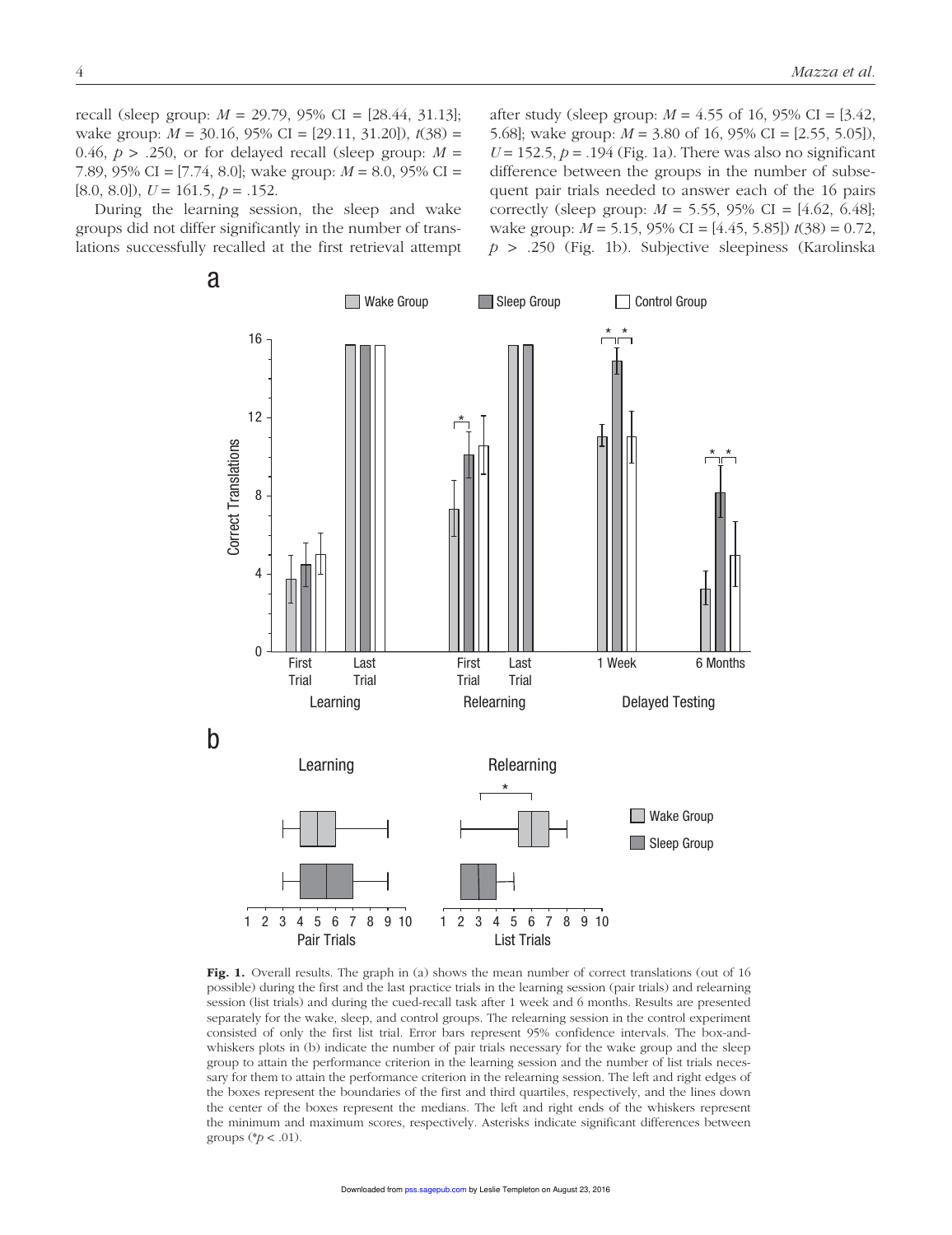recall (sleep group: $M$ = 29.79, 95% CI = [28.44, 31.13]; wake group: $M$ = 30.16, 95% CI = [29.11, 31.20]), $t(38)$ = 0.46, $p > .250$, or for delayed recall (sleep group: $M$ = 7.89, 95% CI = [7.74, 8.0]; wake group: $M$ = 8.0, 95% CI = [8.0, 8.0]), $U$ = 161.5, $p$ = .152.

During the learning session, the sleep and wake groups did not differ significantly in the number of translations successfully recalled at the first retrieval attempt after study (sleep group: $M$ = 4.55 of 16, 95% CI = [3.42, 5.68]; wake group: $M$ = 3.80 of 16, 95% CI = [2.55, 5.05]), $U$ = 152.5, $p$ = .194 (Fig. 1a). There was also no significant difference between the groups in the number of subsequent pair trials needed to answer each of the 16 pairs correctly (sleep group: $M$ = 5.55, 95% CI = [4.62, 6.48]; wake group: $M$ = 5.15, 95% CI = [4.45, 5.85]) $t(38)$ = 0.72, $p > .250$ (Fig. 1b). Subjective sleepiness (Karolinska

a

Wake Group
Sleep Group
Control Group

Correct Translations
0
4
8
12
16

First Trial
Last Trial
Learning

First Trial
Last Trial
Relearning

1 Week
6 Months
Delayed Testing

b

Learning
Relearning

Wake Group
Sleep Group

1 2 3 4 5 6 7 8 9 10
Pair Trials

1 2 3 4 5 6 7 8 9 10
List Trials

**Fig. 1.** Overall results. The graph in (a) shows the mean number of correct translations (out of 16 possible) during the first and the last practice trials in the learning session (pair trials) and relearning session (list trials) and during the cued-recall task after 1 week and 6 months. Results are presented separately for the wake, sleep, and control groups. The relearning session in the control experiment consisted of only the first list trial. Error bars represent 95% confidence intervals. The box-and-whiskers plots in (b) indicate the number of pair trials necessary for the wake group and the sleep group to attain the performance criterion in the learning session and the number of list trials necessary for them to attain the performance criterion in the relearning session. The left and right edges of the boxes represent the boundaries of the first and third quartiles, respectively, and the lines down the center of the boxes represent the medians. The left and right ends of the whiskers represent the minimum and maximum scores, respectively. Asterisks indicate significant differences between groups (*$p < .01$).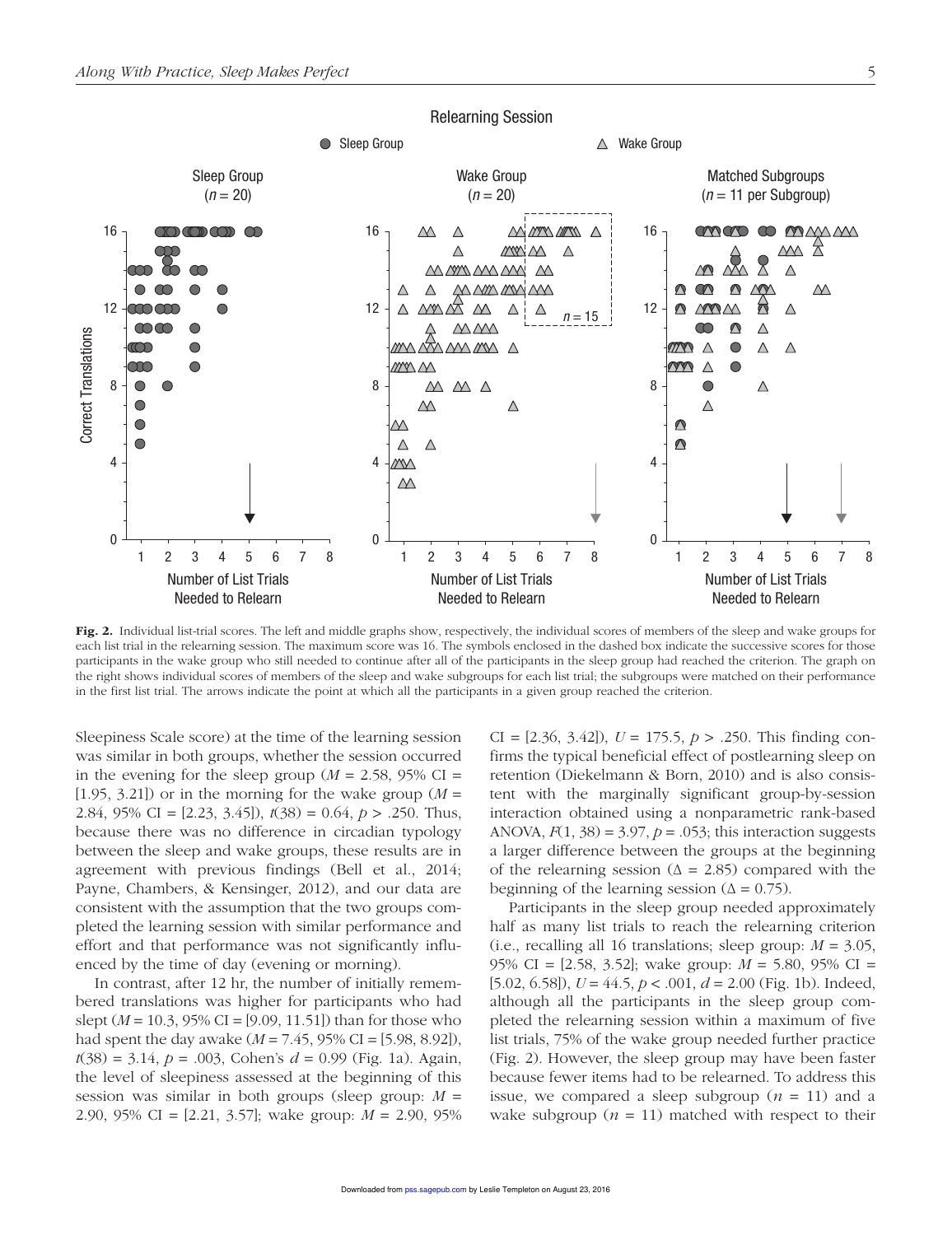Relearning Session

Sleep Group

Wake Group

Sleep Group
($n$ = 20)

Wake Group
($n$ = 20)

Matched Subgroups
($n$ = 11 per Subgroup)

Correct Translations

16

12

8

4

0

1 2 3 4 5 6 7 8

Number of List Trials
Needed to Relearn

$n$ = 15

**Fig. 2.** Individual list-trial scores. The left and middle graphs show, respectively, the individual scores of members of the sleep and wake groups for each list trial in the relearning session. The maximum score was 16. The symbols enclosed in the dashed box indicate the successive scores for those participants in the wake group who still needed to continue after all of the participants in the sleep group had reached the criterion. The graph on the right shows individual scores of members of the sleep and wake subgroups for each list trial; the subgroups were matched on their performance in the first list trial. The arrows indicate the point at which all the participants in a given group reached the criterion.

Sleepiness Scale score) at the time of the learning session was similar in both groups, whether the session occurred in the evening for the sleep group ($M$ = 2.58, 95% CI = [1.95, 3.21]) or in the morning for the wake group ($M$ = 2.84, 95% CI = [2.23, 3.45]), $t(38) = 0.64$, $p > .250$. Thus, because there was no difference in circadian typology between the sleep and wake groups, these results are in agreement with previous findings (Bell et al., 2014; Payne, Chambers, & Kensinger, 2012), and our data are consistent with the assumption that the two groups completed the learning session with similar performance and effort and that performance was not significantly influenced by the time of day (evening or morning).

In contrast, after 12 hr, the number of initially remembered translations was higher for participants who had slept ($M$ = 10.3, 95% CI = [9.09, 11.51]) than for those who had spent the day awake ($M$ = 7.45, 95% CI = [5.98, 8.92]), $t(38) = 3.14$, $p = .003$, Cohen's $d = 0.99$ (Fig. 1a). Again, the level of sleepiness assessed at the beginning of this session was similar in both groups (sleep group: $M$ = 2.90, 95% CI = [2.21, 3.57]; wake group: $M$ = 2.90, 95% CI = [2.36, 3.42]), $U = 175.5$, $p > .250$. This finding confirms the typical beneficial effect of postlearning sleep on retention (Diekelmann & Born, 2010) and is also consistent with the marginally significant group-by-session interaction obtained using a nonparametric rank-based ANOVA, $F(1, 38) = 3.97$, $p = .053$; this interaction suggests a larger difference between the groups at the beginning of the relearning session ($\Delta$ = 2.85) compared with the beginning of the learning session ($\Delta$ = 0.75).

Participants in the sleep group needed approximately half as many list trials to reach the relearning criterion (i.e., recalling all 16 translations; sleep group: $M$ = 3.05, 95% CI = [2.58, 3.52]; wake group: $M$ = 5.80, 95% CI = [5.02, 6.58]), $U = 44.5$, $p < .001$, $d = 2.00$ (Fig. 1b). Indeed, although all the participants in the sleep group completed the relearning session within a maximum of five list trials, 75% of the wake group needed further practice (Fig. 2). However, the sleep group may have been faster because fewer items had to be relearned. To address this issue, we compared a sleep subgroup ($n$ = 11) and a wake subgroup ($n$ = 11) matched with respect to their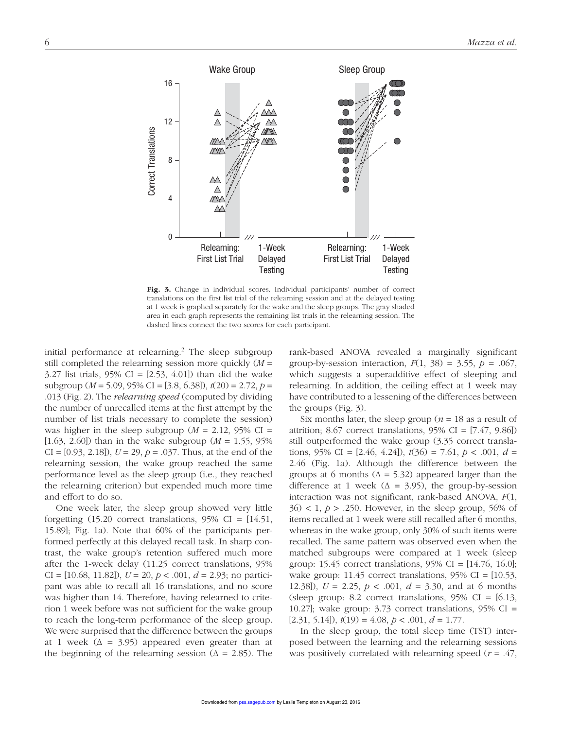Wake Group

Sleep Group

16

12

8

4

0

Correct Translations

Relearning: First List Trial

1-Week Delayed Testing

Relearning: First List Trial

1-Week Delayed Testing

**Fig. 3.** Change in individual scores. Individual participants' number of correct translations on the first list trial of the relearning session and at the delayed testing at 1 week is graphed separately for the wake and the sleep groups. The gray shaded area in each graph represents the remaining list trials in the relearning session. The dashed lines connect the two scores for each participant.

initial performance at relearning.[2] The sleep subgroup still completed the relearning session more quickly ($M$ = 3.27 list trials, 95% CI = [2.53, 4.01]) than did the wake subgroup ($M$ = 5.09, 95% CI = [3.8, 6.38]), $t(20) = 2.72$, $p$ = .013 (Fig. 2). The *relearning speed* (computed by dividing the number of unrecalled items at the first attempt by the number of list trials necessary to complete the session) was higher in the sleep subgroup ($M$ = 2.12, 95% CI = [1.63, 2.60]) than in the wake subgroup ($M$ = 1.55, 95% CI = [0.93, 2.18]), $U = 29$, $p$ = .037. Thus, at the end of the relearning session, the wake group reached the same performance level as the sleep group (i.e., they reached the relearning criterion) but expended much more time and effort to do so.

One week later, the sleep group showed very little forgetting (15.20 correct translations, 95% CI = [14.51, 15.89]; Fig. 1a). Note that 60% of the participants performed perfectly at this delayed recall task. In sharp contrast, the wake group's retention suffered much more after the 1-week delay (11.25 correct translations, 95% CI = [10.68, 11.82]), $U = 20$, $p < .001$, $d = 2.93$; no participant was able to recall all 16 translations, and no score was higher than 14. Therefore, having relearned to criterion 1 week before was not sufficient for the wake group to reach the long-term performance of the sleep group. We were surprised that the difference between the groups at 1 week ($\Delta$ = 3.95) appeared even greater than at the beginning of the relearning session ($\Delta$ = 2.85). The rank-based ANOVA revealed a marginally significant group-by-session interaction, $F(1, 38) = 3.55$, $p$ = .067, which suggests a superadditive effect of sleeping and relearning. In addition, the ceiling effect at 1 week may have contributed to a lessening of the differences between the groups (Fig. 3).

Six months later, the sleep group ($n$ = 18 as a result of attrition; 8.67 correct translations, 95% CI = [7.47, 9.86]) still outperformed the wake group (3.35 correct translations, 95% CI = [2.46, 4.24]), $t(36) = 7.61$, $p < .001$, $d$ = 2.46 (Fig. 1a). Although the difference between the groups at 6 months ($\Delta$ = 5.32) appeared larger than the difference at 1 week ($\Delta$ = 3.95), the group-by-session interaction was not significant, rank-based ANOVA, $F(1, 36) < 1$, $p > .250$. However, in the sleep group, 56% of items recalled at 1 week were still recalled after 6 months, whereas in the wake group, only 30% of such items were recalled. The same pattern was observed even when the matched subgroups were compared at 1 week (sleep group: 15.45 correct translations, 95% CI = [14.76, 16.0]; wake group: 11.45 correct translations, 95% CI = [10.53, 12.38]), $U = 2.25$, $p < .001$, $d = 3.30$, and at 6 months (sleep group: 8.2 correct translations, 95% CI = [6.13, 10.27]; wake group: 3.73 correct translations, 95% CI = [2.31, 5.14]), $t(19) = 4.08$, $p < .001$, $d = 1.77$.

In the sleep group, the total sleep time (TST) interposed between the learning and the relearning sessions was positively correlated with relearning speed ($r$ = .47,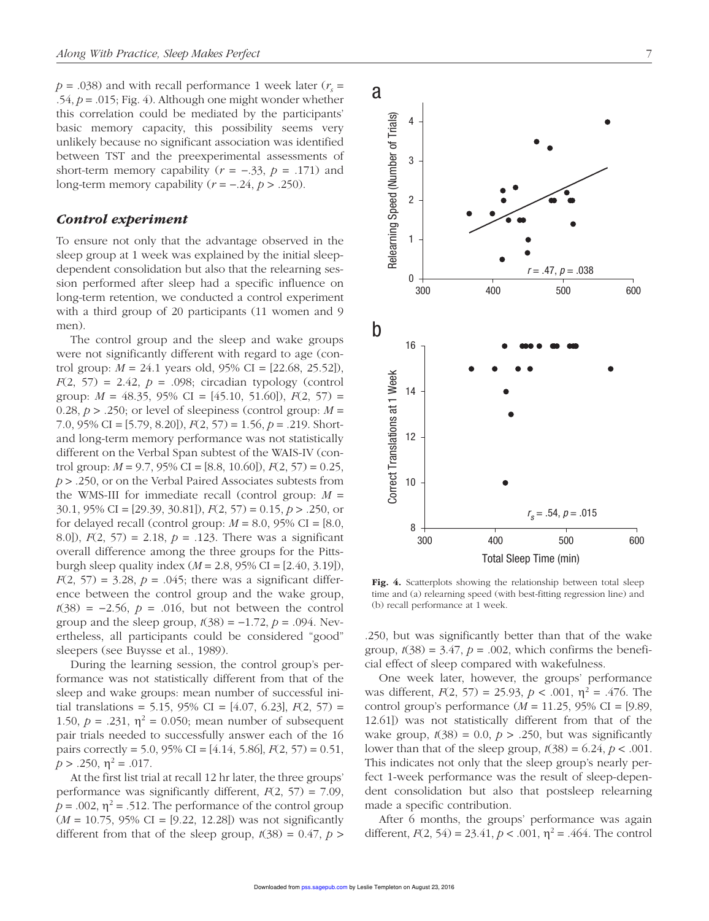$p = .038$) and with recall performance 1 week later ($r_s = .54$, $p = .015$; Fig. 4). Although one might wonder whether this correlation could be mediated by the participants' basic memory capacity, this possibility seems very unlikely because no significant association was identified between TST and the preexperimental assessments of short-term memory capability ($r = −.33$, $p = .171$) and long-term memory capability ($r = −.24$, $p > .250$).

### Control experiment

To ensure not only that the advantage observed in the sleep group at 1 week was explained by the initial sleep-dependent consolidation but also that the relearning session performed after sleep had a specific influence on long-term retention, we conducted a control experiment with a third group of 20 participants (11 women and 9 men).

The control group and the sleep and wake groups were not significantly different with regard to age (control group: $M = 24.1$ years old, 95% CI = [22.68, 25.52]), $F(2, 57) = 2.42$, $p = .098$; circadian typology (control group: $M = 48.35$, 95% CI = [45.10, 51.60]), $F(2, 57) = 0.28$, $p > .250$; or level of sleepiness (control group: $M = 7.0$, 95% CI = [5.79, 8.20]), $F(2, 57) = 1.56$, $p = .219$. Short- and long-term memory performance was not statistically different on the Verbal Span subtest of the WAIS-IV (control group: $M = 9.7$, 95% CI = [8.8, 10.60]), $F(2, 57) = 0.25$, $p > .250$, or on the Verbal Paired Associates subtests from the WMS-III for immediate recall (control group: $M = 30.1$, 95% CI = [29.39, 30.81]), $F(2, 57) = 0.15$, $p > .250$, or for delayed recall (control group: $M = 8.0$, 95% CI = [8.0, 8.0]), $F(2, 57) = 2.18$, $p = .123$. There was a significant overall difference among the three groups for the Pittsburgh sleep quality index ($M = 2.8$, 95% CI = [2.40, 3.19]), $F(2, 57) = 3.28$, $p = .045$; there was a significant difference between the control group and the wake group, $t(38) = −2.56$, $p = .016$, but not between the control group and the sleep group, $t(38) = −1.72$, $p = .094$. Nevertheless, all participants could be considered "good" sleepers (see Buysse et al., 1989).

During the learning session, the control group's performance was not statistically different from that of the sleep and wake groups: mean number of successful initial translations = 5.15, 95% CI = [4.07, 6.23], $F(2, 57) = 1.50$, $p = .231$, $\eta^2 = 0.050$; mean number of subsequent pair trials needed to successfully answer each of the 16 pairs correctly = 5.0, 95% CI = [4.14, 5.86], $F(2, 57) = 0.51$, $p > .250$, $\eta^2 = .017$.

At the first list trial at recall 12 hr later, the three groups' performance was significantly different, $F(2, 57) = 7.09$, $p = .002$, $\eta^2 = .512$. The performance of the control group ($M = 10.75$, 95% CI = [9.22, 12.28]) was not significantly different from that of the sleep group, $t(38) = 0.47$, $p > .250$, but was significantly better than that of the wake group, $t(38) = 3.47$, $p = .002$, which confirms the beneficial effect of sleep compared with wakefulness.

One week later, however, the groups' performance was different, $F(2, 57) = 25.93$, $p < .001$, $\eta^2 = .476$. The control group's performance ($M = 11.25$, 95% CI = [9.89, 12.61]) was not statistically different from that of the wake group, $t(38) = 0.0$, $p > .250$, but was significantly lower than that of the sleep group, $t(38) = 6.24$, $p < .001$. This indicates not only that the sleep group's nearly perfect 1-week performance was the result of sleep-dependent consolidation but also that postsleep relearning made a specific contribution.

After 6 months, the groups' performance was again different, $F(2, 54) = 23.41$, $p < .001$, $\eta^2 = .464$. The control

a

Relearning Speed (Number of Trials)

4

3

2

1

0

300 400 500 600

$r = .47$, $p = .038$

b

Correct Translations at 1 Week

16

14

12

10

8

300 400 500 600

$r_s = .54$, $p = .015$

Total Sleep Time (min)

**Fig. 4.** Scatterplots showing the relationship between total sleep time and (a) relearning speed (with best-fitting regression line) and (b) recall performance at 1 week.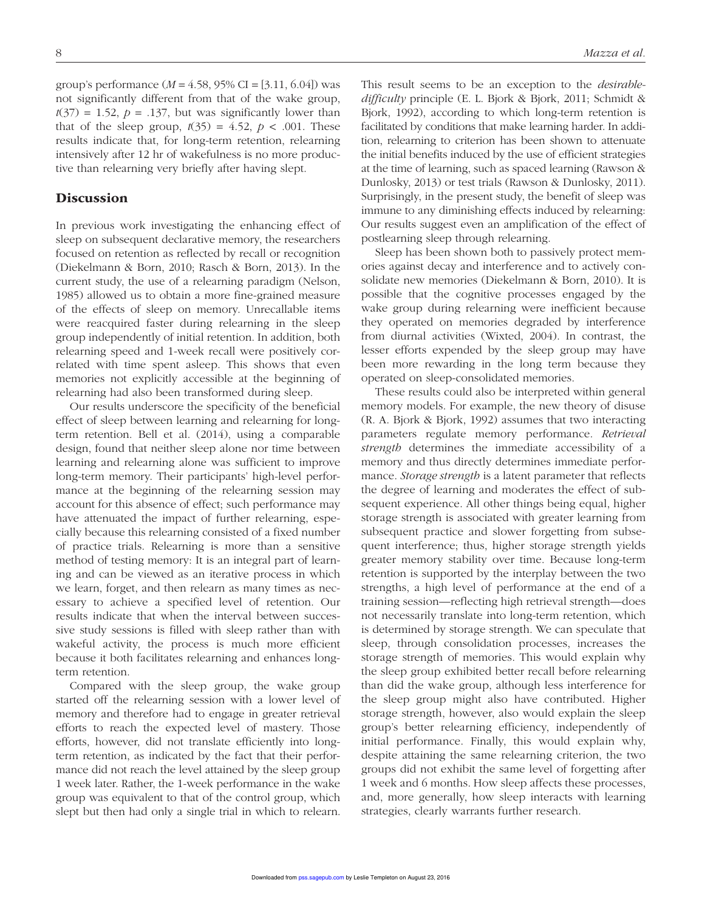group's performance ($M = 4.58$, 95% CI = [3.11, 6.04]) was not significantly different from that of the wake group, $t(37) = 1.52$, $p = .137$, but was significantly lower than that of the sleep group, $t(35) = 4.52$, $p < .001$. These results indicate that, for long-term retention, relearning intensively after 12 hr of wakefulness is no more productive than relearning very briefly after having slept.

## Discussion

In previous work investigating the enhancing effect of sleep on subsequent declarative memory, the researchers focused on retention as reflected by recall or recognition (Diekelmann & Born, 2010; Rasch & Born, 2013). In the current study, the use of a relearning paradigm (Nelson, 1985) allowed us to obtain a more fine-grained measure of the effects of sleep on memory. Unrecallable items were reacquired faster during relearning in the sleep group independently of initial retention. In addition, both relearning speed and 1-week recall were positively correlated with time spent asleep. This shows that even memories not explicitly accessible at the beginning of relearning had also been transformed during sleep.

Our results underscore the specificity of the beneficial effect of sleep between learning and relearning for long-term retention. Bell et al. (2014), using a comparable design, found that neither sleep alone nor time between learning and relearning alone was sufficient to improve long-term memory. Their participants' high-level performance at the beginning of the relearning session may account for this absence of effect; such performance may have attenuated the impact of further relearning, especially because this relearning consisted of a fixed number of practice trials. Relearning is more than a sensitive method of testing memory: It is an integral part of learning and can be viewed as an iterative process in which we learn, forget, and then relearn as many times as necessary to achieve a specified level of retention. Our results indicate that when the interval between successive study sessions is filled with sleep rather than with wakeful activity, the process is much more efficient because it both facilitates relearning and enhances long-term retention.

Compared with the sleep group, the wake group started off the relearning session with a lower level of memory and therefore had to engage in greater retrieval efforts to reach the expected level of mastery. Those efforts, however, did not translate efficiently into long-term retention, as indicated by the fact that their performance did not reach the level attained by the sleep group 1 week later. Rather, the 1-week performance in the wake group was equivalent to that of the control group, which slept but then had only a single trial in which to relearn. This result seems to be an exception to the *desirable-difficulty* principle (E. L. Bjork & Bjork, 2011; Schmidt & Bjork, 1992), according to which long-term retention is facilitated by conditions that make learning harder. In addition, relearning to criterion has been shown to attenuate the initial benefits induced by the use of efficient strategies at the time of learning, such as spaced learning (Rawson & Dunlosky, 2013) or test trials (Rawson & Dunlosky, 2011). Surprisingly, in the present study, the benefit of sleep was immune to any diminishing effects induced by relearning: Our results suggest even an amplification of the effect of postlearning sleep through relearning.

Sleep has been shown both to passively protect memories against decay and interference and to actively consolidate new memories (Diekelmann & Born, 2010). It is possible that the cognitive processes engaged by the wake group during relearning were inefficient because they operated on memories degraded by interference from diurnal activities (Wixted, 2004). In contrast, the lesser efforts expended by the sleep group may have been more rewarding in the long term because they operated on sleep-consolidated memories.

These results could also be interpreted within general memory models. For example, the new theory of disuse (R. A. Bjork & Bjork, 1992) assumes that two interacting parameters regulate memory performance. *Retrieval strength* determines the immediate accessibility of a memory and thus directly determines immediate performance. *Storage strength* is a latent parameter that reflects the degree of learning and moderates the effect of subsequent experience. All other things being equal, higher storage strength is associated with greater learning from subsequent practice and slower forgetting from subsequent interference; thus, higher storage strength yields greater memory stability over time. Because long-term retention is supported by the interplay between the two strengths, a high level of performance at the end of a training session—reflecting high retrieval strength—does not necessarily translate into long-term retention, which is determined by storage strength. We can speculate that sleep, through consolidation processes, increases the storage strength of memories. This would explain why the sleep group exhibited better recall before relearning than did the wake group, although less interference for the sleep group might also have contributed. Higher storage strength, however, also would explain the sleep group's better relearning efficiency, independently of initial performance. Finally, this would explain why, despite attaining the same relearning criterion, the two groups did not exhibit the same level of forgetting after 1 week and 6 months. How sleep affects these processes, and, more generally, how sleep interacts with learning strategies, clearly warrants further research.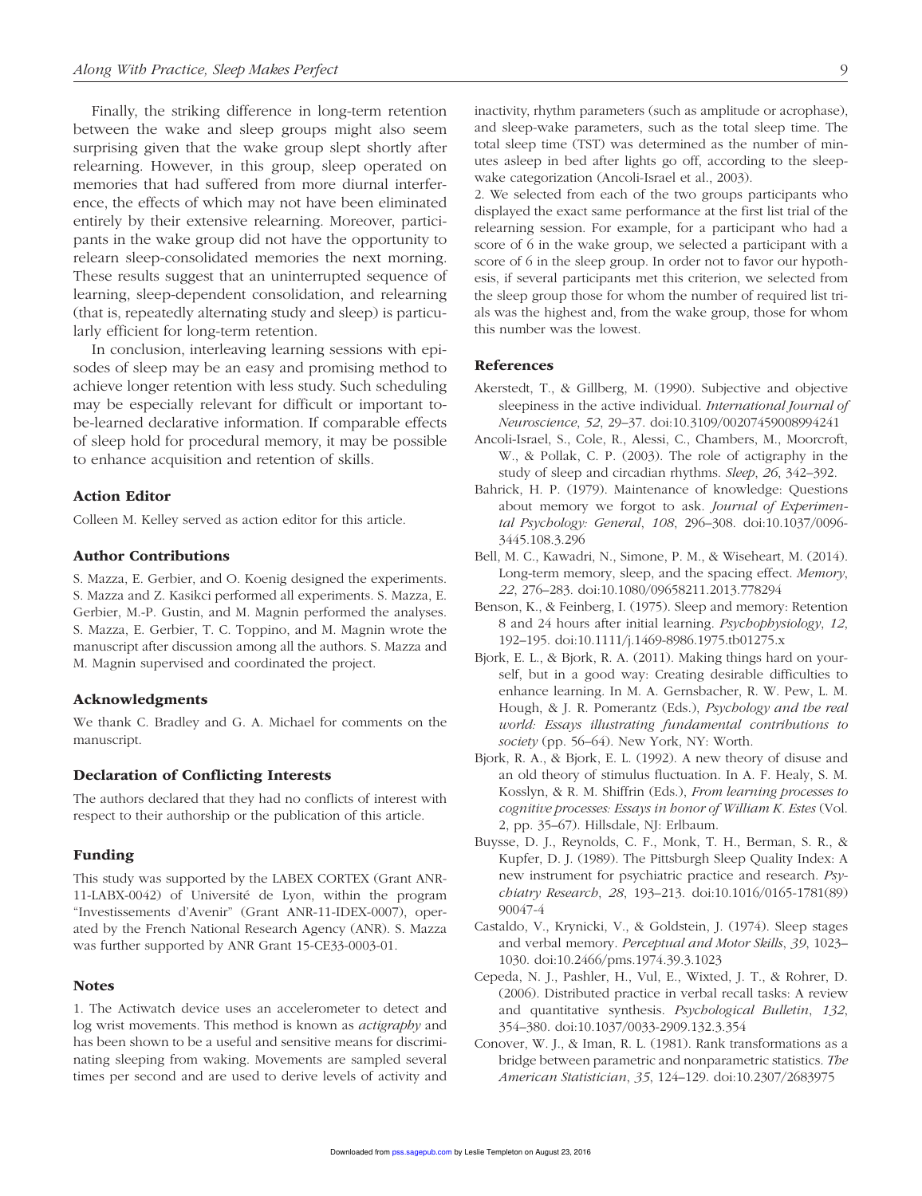Finally, the striking difference in long-term retention between the wake and sleep groups might also seem surprising given that the wake group slept shortly after relearning. However, in this group, sleep operated on memories that had suffered from more diurnal interference, the effects of which may not have been eliminated entirely by their extensive relearning. Moreover, participants in the wake group did not have the opportunity to relearn sleep-consolidated memories the next morning. These results suggest that an uninterrupted sequence of learning, sleep-dependent consolidation, and relearning (that is, repeatedly alternating study and sleep) is particularly efficient for long-term retention.

In conclusion, interleaving learning sessions with episodes of sleep may be an easy and promising method to achieve longer retention with less study. Such scheduling may be especially relevant for difficult or important to-be-learned declarative information. If comparable effects of sleep hold for procedural memory, it may be possible to enhance acquisition and retention of skills.

### Action Editor

Colleen M. Kelley served as action editor for this article.

### Author Contributions

S. Mazza, E. Gerbier, and O. Koenig designed the experiments. S. Mazza and Z. Kasikci performed all experiments. S. Mazza, E. Gerbier, M.-P. Gustin, and M. Magnin performed the analyses. S. Mazza, E. Gerbier, T. C. Toppino, and M. Magnin wrote the manuscript after discussion among all the authors. S. Mazza and M. Magnin supervised and coordinated the project.

### Acknowledgments

We thank C. Bradley and G. A. Michael for comments on the manuscript.

### Declaration of Conflicting Interests

The authors declared that they had no conflicts of interest with respect to their authorship or the publication of this article.

### Funding

This study was supported by the LABEX CORTEX (Grant ANR-11-LABX-0042) of Université de Lyon, within the program "Investissements d'Avenir" (Grant ANR-11-IDEX-0007), operated by the French National Research Agency (ANR). S. Mazza was further supported by ANR Grant 15-CE33-0003-01.

### Notes

1. The Actiwatch device uses an accelerometer to detect and log wrist movements. This method is known as *actigraphy* and has been shown to be a useful and sensitive means for discriminating sleeping from waking. Movements are sampled several times per second and are used to derive levels of activity and inactivity, rhythm parameters (such as amplitude or acrophase), and sleep-wake parameters, such as the total sleep time. The total sleep time (TST) was determined as the number of minutes asleep in bed after lights go off, according to the sleep-wake categorization (Ancoli-Israel et al., 2003).

2. We selected from each of the two groups participants who displayed the exact same performance at the first list trial of the relearning session. For example, for a participant who had a score of 6 in the wake group, we selected a participant with a score of 6 in the sleep group. In order not to favor our hypothesis, if several participants met this criterion, we selected from the sleep group those for whom the number of required list trials was the highest and, from the wake group, those for whom this number was the lowest.

### References

Akerstedt, T., & Gillberg, M. (1990). Subjective and objective sleepiness in the active individual. *International Journal of Neuroscience*, *52*, 29–37. doi:10.3109/00207459008994241

Ancoli-Israel, S., Cole, R., Alessi, C., Chambers, M., Moorcroft, W., & Pollak, C. P. (2003). The role of actigraphy in the study of sleep and circadian rhythms. *Sleep*, *26*, 342–392.

Bahrick, H. P. (1979). Maintenance of knowledge: Questions about memory we forgot to ask. *Journal of Experimental Psychology: General*, *108*, 296–308. doi:10.1037/0096-3445.108.3.296

Bell, M. C., Kawadri, N., Simone, P. M., & Wiseheart, M. (2014). Long-term memory, sleep, and the spacing effect. *Memory*, *22*, 276–283. doi:10.1080/09658211.2013.778294

Benson, K., & Feinberg, I. (1975). Sleep and memory: Retention 8 and 24 hours after initial learning. *Psychophysiology*, *12*, 192–195. doi:10.1111/j.1469-8986.1975.tb01275.x

Bjork, E. L., & Bjork, R. A. (2011). Making things hard on yourself, but in a good way: Creating desirable difficulties to enhance learning. In M. A. Gernsbacher, R. W. Pew, L. M. Hough, & J. R. Pomerantz (Eds.), *Psychology and the real world: Essays illustrating fundamental contributions to society* (pp. 56–64). New York, NY: Worth.

Bjork, R. A., & Bjork, E. L. (1992). A new theory of disuse and an old theory of stimulus fluctuation. In A. F. Healy, S. M. Kosslyn, & R. M. Shiffrin (Eds.), *From learning processes to cognitive processes: Essays in honor of William K. Estes* (Vol. 2, pp. 35–67). Hillsdale, NJ: Erlbaum.

Buysse, D. J., Reynolds, C. F., Monk, T. H., Berman, S. R., & Kupfer, D. J. (1989). The Pittsburgh Sleep Quality Index: A new instrument for psychiatric practice and research. *Psychiatry Research*, *28*, 193–213. doi:10.1016/0165-1781(89)90047-4

Castaldo, V., Krynicki, V., & Goldstein, J. (1974). Sleep stages and verbal memory. *Perceptual and Motor Skills*, *39*, 1023–1030. doi:10.2466/pms.1974.39.3.1023

Cepeda, N. J., Pashler, H., Vul, E., Wixted, J. T., & Rohrer, D. (2006). Distributed practice in verbal recall tasks: A review and quantitative synthesis. *Psychological Bulletin*, *132*, 354–380. doi:10.1037/0033-2909.132.3.354

Conover, W. J., & Iman, R. L. (1981). Rank transformations as a bridge between parametric and nonparametric statistics. *The American Statistician*, *35*, 124–129. doi:10.2307/2683975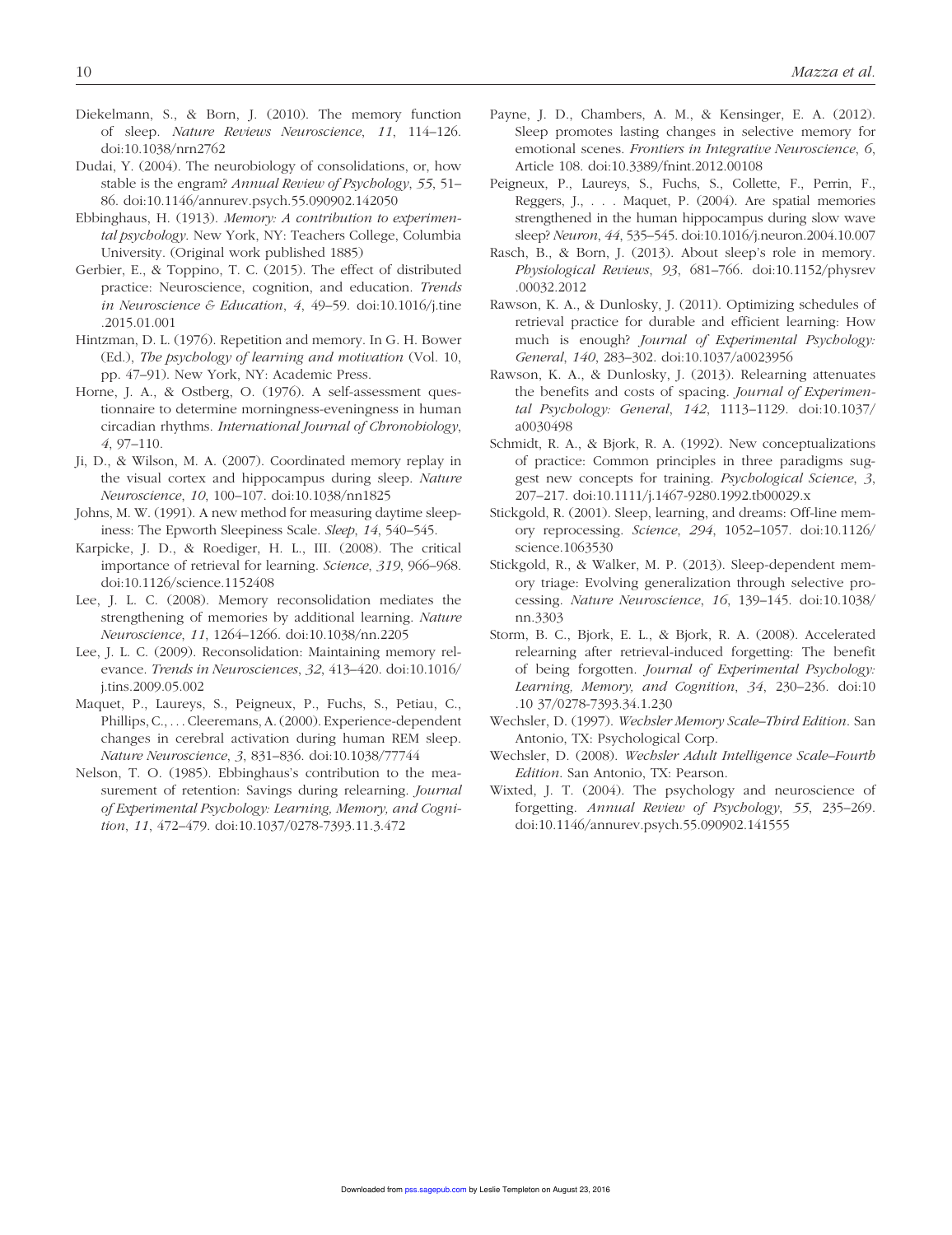Diekelmann, S., & Born, J. (2010). The memory function of sleep. *Nature Reviews Neuroscience*, *11*, 114–126. doi:10.1038/nrn2762

Dudai, Y. (2004). The neurobiology of consolidations, or, how stable is the engram? *Annual Review of Psychology*, *55*, 51–86. doi:10.1146/annurev.psych.55.090902.142050

Ebbinghaus, H. (1913). *Memory: A contribution to experimental psychology*. New York, NY: Teachers College, Columbia University. (Original work published 1885)

Gerbier, E., & Toppino, T. C. (2015). The effect of distributed practice: Neuroscience, cognition, and education. *Trends in Neuroscience & Education*, *4*, 49–59. doi:10.1016/j.tine.2015.01.001

Hintzman, D. L. (1976). Repetition and memory. In G. H. Bower (Ed.), *The psychology of learning and motivation* (Vol. 10, pp. 47–91). New York, NY: Academic Press.

Horne, J. A., & Ostberg, O. (1976). A self-assessment questionnaire to determine morningness-eveningness in human circadian rhythms. *International Journal of Chronobiology*, *4*, 97–110.

Ji, D., & Wilson, M. A. (2007). Coordinated memory replay in the visual cortex and hippocampus during sleep. *Nature Neuroscience*, *10*, 100–107. doi:10.1038/nn1825

Johns, M. W. (1991). A new method for measuring daytime sleepiness: The Epworth Sleepiness Scale. *Sleep*, *14*, 540–545.

Karpicke, J. D., & Roediger, H. L., III. (2008). The critical importance of retrieval for learning. *Science*, *319*, 966–968. doi:10.1126/science.1152408

Lee, J. L. C. (2008). Memory reconsolidation mediates the strengthening of memories by additional learning. *Nature Neuroscience*, *11*, 1264–1266. doi:10.1038/nn.2205

Lee, J. L. C. (2009). Reconsolidation: Maintaining memory relevance. *Trends in Neurosciences*, *32*, 413–420. doi:10.1016/j.tins.2009.05.002

Maquet, P., Laureys, S., Peigneux, P., Fuchs, S., Petiau, C., Phillips, C., . . . Cleeremans, A. (2000). Experience-dependent changes in cerebral activation during human REM sleep. *Nature Neuroscience*, *3*, 831–836. doi:10.1038/77744

Nelson, T. O. (1985). Ebbinghaus's contribution to the measurement of retention: Savings during relearning. *Journal of Experimental Psychology: Learning, Memory, and Cognition*, *11*, 472–479. doi:10.1037/0278-7393.11.3.472

Payne, J. D., Chambers, A. M., & Kensinger, E. A. (2012). Sleep promotes lasting changes in selective memory for emotional scenes. *Frontiers in Integrative Neuroscience*, *6*, Article 108. doi:10.3389/fnint.2012.00108

Peigneux, P., Laureys, S., Fuchs, S., Collette, F., Perrin, F., Reggers, J., . . . Maquet, P. (2004). Are spatial memories strengthened in the human hippocampus during slow wave sleep? *Neuron*, *44*, 535–545. doi:10.1016/j.neuron.2004.10.007

Rasch, B., & Born, J. (2013). About sleep's role in memory. *Physiological Reviews*, *93*, 681–766. doi:10.1152/physrev.00032.2012

Rawson, K. A., & Dunlosky, J. (2011). Optimizing schedules of retrieval practice for durable and efficient learning: How much is enough? *Journal of Experimental Psychology: General*, *140*, 283–302. doi:10.1037/a0023956

Rawson, K. A., & Dunlosky, J. (2013). Relearning attenuates the benefits and costs of spacing. *Journal of Experimental Psychology: General*, *142*, 1113–1129. doi:10.1037/a0030498

Schmidt, R. A., & Bjork, R. A. (1992). New conceptualizations of practice: Common principles in three paradigms suggest new concepts for training. *Psychological Science*, *3*, 207–217. doi:10.1111/j.1467-9280.1992.tb00029.x

Stickgold, R. (2001). Sleep, learning, and dreams: Off-line memory reprocessing. *Science*, *294*, 1052–1057. doi:10.1126/science.1063530

Stickgold, R., & Walker, M. P. (2013). Sleep-dependent memory triage: Evolving generalization through selective processing. *Nature Neuroscience*, *16*, 139–145. doi:10.1038/nn.3303

Storm, B. C., Bjork, E. L., & Bjork, R. A. (2008). Accelerated relearning after retrieval-induced forgetting: The benefit of being forgotten. *Journal of Experimental Psychology: Learning, Memory, and Cognition*, *34*, 230–236. doi:10.10 37/0278-7393.34.1.230

Wechsler, D. (1997). *Wechsler Memory Scale–Third Edition*. San Antonio, TX: Psychological Corp.

Wechsler, D. (2008). *Wechsler Adult Intelligence Scale–Fourth Edition*. San Antonio, TX: Pearson.

Wixted, J. T. (2004). The psychology and neuroscience of forgetting. *Annual Review of Psychology*, *55*, 235–269. doi:10.1146/annurev.psych.55.090902.141555